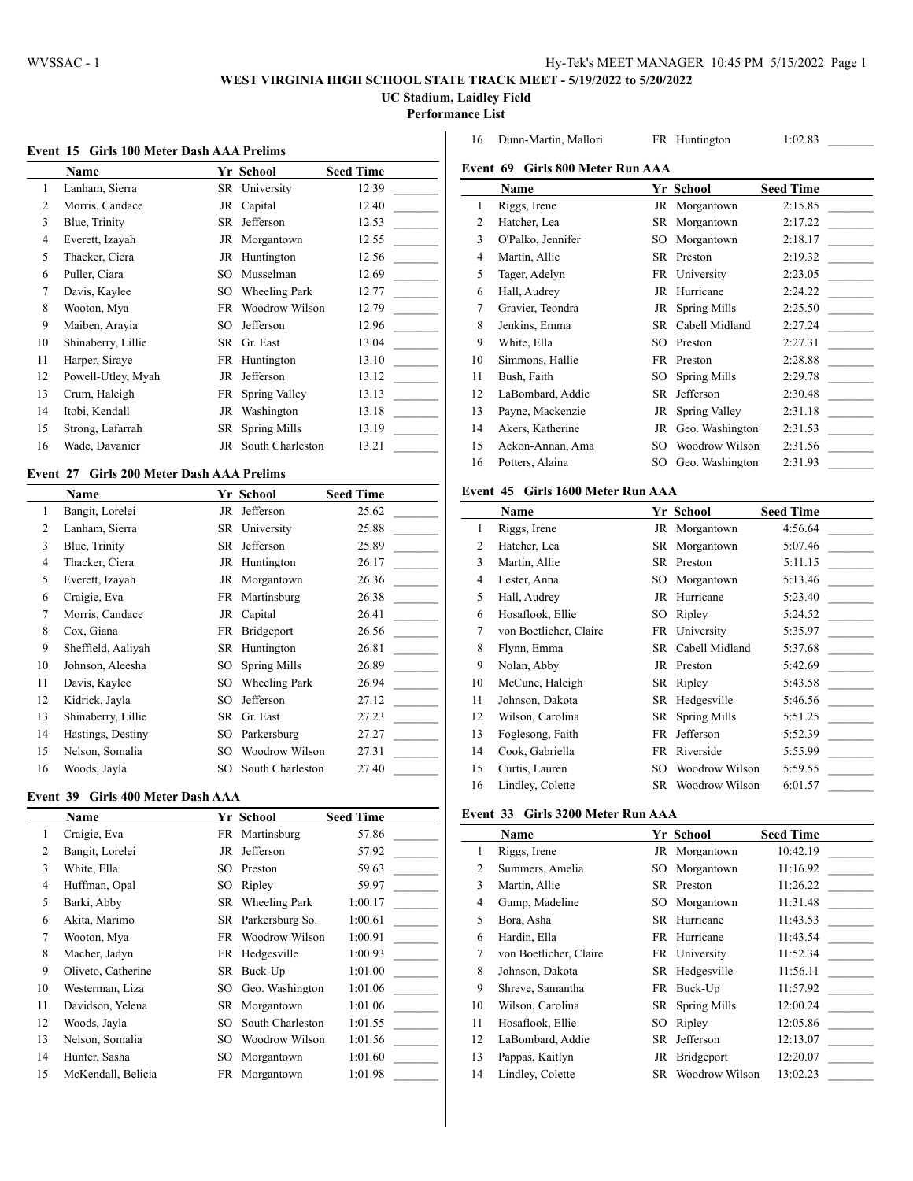# WEST VIRGINIA HIGH SCHOOL STATE TRACK MEET - 5/19/2022 to 5/20/2022

**UC Stadium, Laidley Field**

**Performance List**

### Event 15 Girls 100 Meter Dash AAA Prelims

| | Name | Yr | School | Seed Time | |
|---|---|---|---|---|---|
| 1 | Lanham, Sierra | SR | University | 12.39 | _______ |
| 2 | Morris, Candace | JR | Capital | 12.40 | _______ |
| 3 | Blue, Trinity | SR | Jefferson | 12.53 | _______ |
| 4 | Everett, Izayah | JR | Morgantown | 12.55 | _______ |
| 5 | Thacker, Ciera | JR | Huntington | 12.56 | _______ |
| 6 | Puller, Ciara | SO | Musselman | 12.69 | _______ |
| 7 | Davis, Kaylee | SO | Wheeling Park | 12.77 | _______ |
| 8 | Wooton, Mya | FR | Woodrow Wilson | 12.79 | _______ |
| 9 | Maiben, Arayia | SO | Jefferson | 12.96 | _______ |
| 10 | Shinaberry, Lillie | SR | Gr. East | 13.04 | _______ |
| 11 | Harper, Siraye | FR | Huntington | 13.10 | _______ |
| 12 | Powell-Utley, Myah | JR | Jefferson | 13.12 | _______ |
| 13 | Crum, Haleigh | FR | Spring Valley | 13.13 | _______ |
| 14 | Itobi, Kendall | JR | Washington | 13.18 | _______ |
| 15 | Strong, Lafarrah | SR | Spring Mills | 13.19 | _______ |
| 16 | Wade, Davanier | JR | South Charleston | 13.21 | _______ |

### Event 27 Girls 200 Meter Dash AAA Prelims

| | Name | Yr | School | Seed Time | |
|---|---|---|---|---|---|
| 1 | Bangit, Lorelei | JR | Jefferson | 25.62 | _______ |
| 2 | Lanham, Sierra | SR | University | 25.88 | _______ |
| 3 | Blue, Trinity | SR | Jefferson | 25.89 | _______ |
| 4 | Thacker, Ciera | JR | Huntington | 26.17 | _______ |
| 5 | Everett, Izayah | JR | Morgantown | 26.36 | _______ |
| 6 | Craigie, Eva | FR | Martinsburg | 26.38 | _______ |
| 7 | Morris, Candace | JR | Capital | 26.41 | _______ |
| 8 | Cox, Giana | FR | Bridgeport | 26.56 | _______ |
| 9 | Sheffield, Aaliyah | SR | Huntington | 26.81 | _______ |
| 10 | Johnson, Aleesha | SO | Spring Mills | 26.89 | _______ |
| 11 | Davis, Kaylee | SO | Wheeling Park | 26.94 | _______ |
| 12 | Kidrick, Jayla | SO | Jefferson | 27.12 | _______ |
| 13 | Shinaberry, Lillie | SR | Gr. East | 27.23 | _______ |
| 14 | Hastings, Destiny | SO | Parkersburg | 27.27 | _______ |
| 15 | Nelson, Somalia | SO | Woodrow Wilson | 27.31 | _______ |
| 16 | Woods, Jayla | SO | South Charleston | 27.40 | _______ |

### Event 39 Girls 400 Meter Dash AAA

| | Name | Yr | School | Seed Time | |
|---|---|---|---|---|---|
| 1 | Craigie, Eva | FR | Martinsburg | 57.86 | _______ |
| 2 | Bangit, Lorelei | JR | Jefferson | 57.92 | _______ |
| 3 | White, Ella | SO | Preston | 59.63 | _______ |
| 4 | Huffman, Opal | SO | Ripley | 59.97 | _______ |
| 5 | Barki, Abby | SR | Wheeling Park | 1:00.17 | _______ |
| 6 | Akita, Marimo | SR | Parkersburg So. | 1:00.61 | _______ |
| 7 | Wooton, Mya | FR | Woodrow Wilson | 1:00.91 | _______ |
| 8 | Macher, Jadyn | FR | Hedgesville | 1:00.93 | _______ |
| 9 | Oliveto, Catherine | SR | Buck-Up | 1:01.00 | _______ |
| 10 | Westerman, Liza | SO | Geo. Washington | 1:01.06 | _______ |
| 11 | Davidson, Yelena | SR | Morgantown | 1:01.06 | _______ |
| 12 | Woods, Jayla | SO | South Charleston | 1:01.55 | _______ |
| 13 | Nelson, Somalia | SO | Woodrow Wilson | 1:01.56 | _______ |
| 14 | Hunter, Sasha | SO | Morgantown | 1:01.60 | _______ |
| 15 | McKendall, Belicia | FR | Morgantown | 1:01.98 | _______ |
| 16 | Dunn-Martin, Mallori | FR | Huntington | 1:02.83 | _______ |

### Event 69 Girls 800 Meter Run AAA

| | Name | Yr | School | Seed Time | |
|---|---|---|---|---|---|
| 1 | Riggs, Irene | JR | Morgantown | 2:15.85 | _______ |
| 2 | Hatcher, Lea | SR | Morgantown | 2:17.22 | _______ |
| 3 | O'Palko, Jennifer | SO | Morgantown | 2:18.17 | _______ |
| 4 | Martin, Allie | SR | Preston | 2:19.32 | _______ |
| 5 | Tager, Adelyn | FR | University | 2:23.05 | _______ |
| 6 | Hall, Audrey | JR | Hurricane | 2:24.22 | _______ |
| 7 | Gravier, Teondra | JR | Spring Mills | 2:25.50 | _______ |
| 8 | Jenkins, Emma | SR | Cabell Midland | 2:27.24 | _______ |
| 9 | White, Ella | SO | Preston | 2:27.31 | _______ |
| 10 | Simmons, Hallie | FR | Preston | 2:28.88 | _______ |
| 11 | Bush, Faith | SO | Spring Mills | 2:29.78 | _______ |
| 12 | LaBombard, Addie | SR | Jefferson | 2:30.48 | _______ |
| 13 | Payne, Mackenzie | JR | Spring Valley | 2:31.18 | _______ |
| 14 | Akers, Katherine | JR | Geo. Washington | 2:31.53 | _______ |
| 15 | Ackon-Annan, Ama | SO | Woodrow Wilson | 2:31.56 | _______ |
| 16 | Potters, Alaina | SO | Geo. Washington | 2:31.93 | _______ |

### Event 45 Girls 1600 Meter Run AAA

| | Name | Yr | School | Seed Time | |
|---|---|---|---|---|---|
| 1 | Riggs, Irene | JR | Morgantown | 4:56.64 | _______ |
| 2 | Hatcher, Lea | SR | Morgantown | 5:07.46 | _______ |
| 3 | Martin, Allie | SR | Preston | 5:11.15 | _______ |
| 4 | Lester, Anna | SO | Morgantown | 5:13.46 | _______ |
| 5 | Hall, Audrey | JR | Hurricane | 5:23.40 | _______ |
| 6 | Hosaflook, Ellie | SO | Ripley | 5:24.52 | _______ |
| 7 | von Boetlicher, Claire | FR | University | 5:35.97 | _______ |
| 8 | Flynn, Emma | SR | Cabell Midland | 5:37.68 | _______ |
| 9 | Nolan, Abby | JR | Preston | 5:42.69 | _______ |
| 10 | McCune, Haleigh | SR | Ripley | 5:43.58 | _______ |
| 11 | Johnson, Dakota | SR | Hedgesville | 5:46.56 | _______ |
| 12 | Wilson, Carolina | SR | Spring Mills | 5:51.25 | _______ |
| 13 | Foglesong, Faith | FR | Jefferson | 5:52.39 | _______ |
| 14 | Cook, Gabriella | FR | Riverside | 5:55.99 | _______ |
| 15 | Curtis, Lauren | SO | Woodrow Wilson | 5:59.55 | _______ |
| 16 | Lindley, Colette | SR | Woodrow Wilson | 6:01.57 | _______ |

### Event 33 Girls 3200 Meter Run AAA

| | Name | Yr | School | Seed Time | |
|---|---|---|---|---|---|
| 1 | Riggs, Irene | JR | Morgantown | 10:42.19 | _______ |
| 2 | Summers, Amelia | SO | Morgantown | 11:16.92 | _______ |
| 3 | Martin, Allie | SR | Preston | 11:26.22 | _______ |
| 4 | Gump, Madeline | SO | Morgantown | 11:31.48 | _______ |
| 5 | Bora, Asha | SR | Hurricane | 11:43.53 | _______ |
| 6 | Hardin, Ella | FR | Hurricane | 11:43.54 | _______ |
| 7 | von Boetlicher, Claire | FR | University | 11:52.34 | _______ |
| 8 | Johnson, Dakota | SR | Hedgesville | 11:56.11 | _______ |
| 9 | Shreve, Samantha | FR | Buck-Up | 11:57.92 | _______ |
| 10 | Wilson, Carolina | SR | Spring Mills | 12:00.24 | _______ |
| 11 | Hosaflook, Ellie | SO | Ripley | 12:05.86 | _______ |
| 12 | LaBombard, Addie | SR | Jefferson | 12:13.07 | _______ |
| 13 | Pappas, Kaitlyn | JR | Bridgeport | 12:20.07 | _______ |
| 14 | Lindley, Colette | SR | Woodrow Wilson | 13:02.23 | _______ |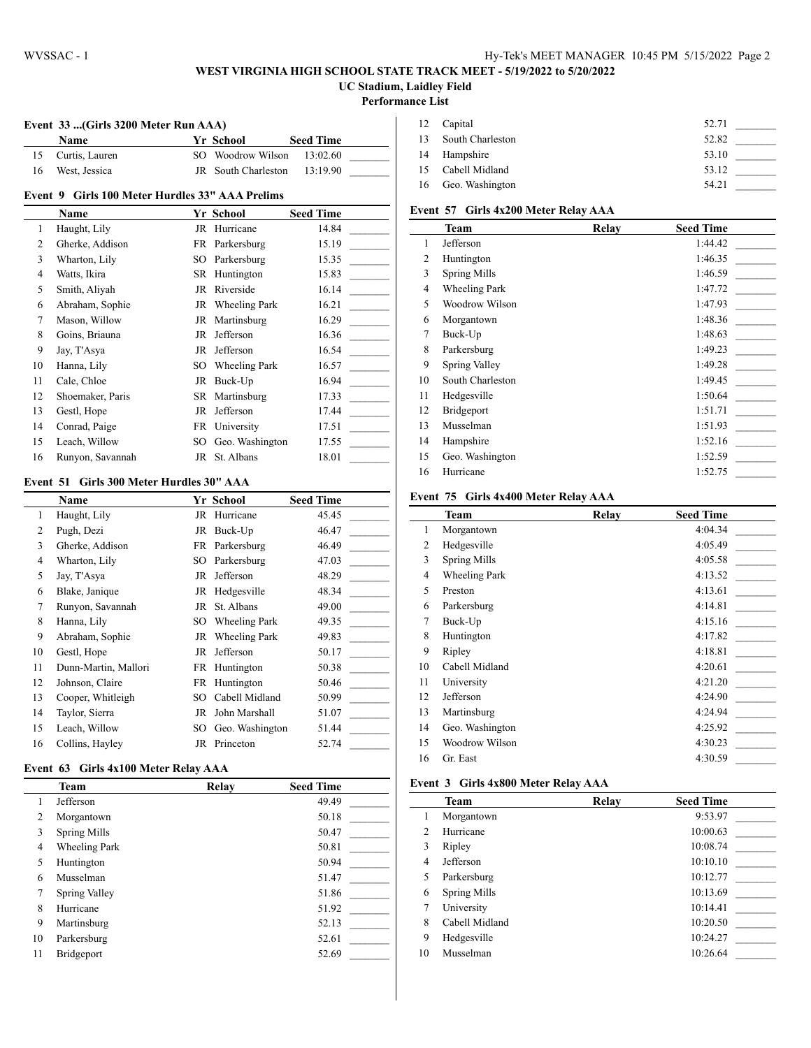# WEST VIRGINIA HIGH SCHOOL STATE TRACK MEET - 5/19/2022 to 5/20/2022

**UC Stadium, Laidley Field**

**Performance List**

### Event 33 ...(Girls 3200 Meter Run AAA)

| | Name | Yr | School | Seed Time |
|---|---|---|---|---|
| 15 | Curtis, Lauren | SO | Woodrow Wilson | 13:02.60 |
| 16 | West, Jessica | JR | South Charleston | 13:19.90 |

### Event 9 Girls 100 Meter Hurdles 33" AAA Prelims

| | Name | Yr | School | Seed Time |
|---|---|---|---|---|
| 1 | Haught, Lily | JR | Hurricane | 14.84 |
| 2 | Gherke, Addison | FR | Parkersburg | 15.19 |
| 3 | Wharton, Lily | SO | Parkersburg | 15.35 |
| 4 | Watts, Ikira | SR | Huntington | 15.83 |
| 5 | Smith, Aliyah | JR | Riverside | 16.14 |
| 6 | Abraham, Sophie | JR | Wheeling Park | 16.21 |
| 7 | Mason, Willow | JR | Martinsburg | 16.29 |
| 8 | Goins, Briauna | JR | Jefferson | 16.36 |
| 9 | Jay, T'Asya | JR | Jefferson | 16.54 |
| 10 | Hanna, Lily | SO | Wheeling Park | 16.57 |
| 11 | Cale, Chloe | JR | Buck-Up | 16.94 |
| 12 | Shoemaker, Paris | SR | Martinsburg | 17.33 |
| 13 | Gestl, Hope | JR | Jefferson | 17.44 |
| 14 | Conrad, Paige | FR | University | 17.51 |
| 15 | Leach, Willow | SO | Geo. Washington | 17.55 |
| 16 | Runyon, Savannah | JR | St. Albans | 18.01 |

### Event 51 Girls 300 Meter Hurdles 30" AAA

| | Name | Yr | School | Seed Time |
|---|---|---|---|---|
| 1 | Haught, Lily | JR | Hurricane | 45.45 |
| 2 | Pugh, Dezi | JR | Buck-Up | 46.47 |
| 3 | Gherke, Addison | FR | Parkersburg | 46.49 |
| 4 | Wharton, Lily | SO | Parkersburg | 47.03 |
| 5 | Jay, T'Asya | JR | Jefferson | 48.29 |
| 6 | Blake, Janique | JR | Hedgesville | 48.34 |
| 7 | Runyon, Savannah | JR | St. Albans | 49.00 |
| 8 | Hanna, Lily | SO | Wheeling Park | 49.35 |
| 9 | Abraham, Sophie | JR | Wheeling Park | 49.83 |
| 10 | Gestl, Hope | JR | Jefferson | 50.17 |
| 11 | Dunn-Martin, Mallori | FR | Huntington | 50.38 |
| 12 | Johnson, Claire | FR | Huntington | 50.46 |
| 13 | Cooper, Whitleigh | SO | Cabell Midland | 50.99 |
| 14 | Taylor, Sierra | JR | John Marshall | 51.07 |
| 15 | Leach, Willow | SO | Geo. Washington | 51.44 |
| 16 | Collins, Hayley | JR | Princeton | 52.74 |

### Event 63 Girls 4x100 Meter Relay AAA

| | Team | Relay | Seed Time |
|---|---|---|---|
| 1 | Jefferson | | 49.49 |
| 2 | Morgantown | | 50.18 |
| 3 | Spring Mills | | 50.47 |
| 4 | Wheeling Park | | 50.81 |
| 5 | Huntington | | 50.94 |
| 6 | Musselman | | 51.47 |
| 7 | Spring Valley | | 51.86 |
| 8 | Hurricane | | 51.92 |
| 9 | Martinsburg | | 52.13 |
| 10 | Parkersburg | | 52.61 |
| 11 | Bridgeport | | 52.69 |
| 12 | Capital | | 52.71 |
| 13 | South Charleston | | 52.82 |
| 14 | Hampshire | | 53.10 |
| 15 | Cabell Midland | | 53.12 |
| 16 | Geo. Washington | | 54.21 |

### Event 57 Girls 4x200 Meter Relay AAA

| | Team | Relay | Seed Time |
|---|---|---|---|
| 1 | Jefferson | | 1:44.42 |
| 2 | Huntington | | 1:46.35 |
| 3 | Spring Mills | | 1:46.59 |
| 4 | Wheeling Park | | 1:47.72 |
| 5 | Woodrow Wilson | | 1:47.93 |
| 6 | Morgantown | | 1:48.36 |
| 7 | Buck-Up | | 1:48.63 |
| 8 | Parkersburg | | 1:49.23 |
| 9 | Spring Valley | | 1:49.28 |
| 10 | South Charleston | | 1:49.45 |
| 11 | Hedgesville | | 1:50.64 |
| 12 | Bridgeport | | 1:51.71 |
| 13 | Musselman | | 1:51.93 |
| 14 | Hampshire | | 1:52.16 |
| 15 | Geo. Washington | | 1:52.59 |
| 16 | Hurricane | | 1:52.75 |

### Event 75 Girls 4x400 Meter Relay AAA

| | Team | Relay | Seed Time |
|---|---|---|---|
| 1 | Morgantown | | 4:04.34 |
| 2 | Hedgesville | | 4:05.49 |
| 3 | Spring Mills | | 4:05.58 |
| 4 | Wheeling Park | | 4:13.52 |
| 5 | Preston | | 4:13.61 |
| 6 | Parkersburg | | 4:14.81 |
| 7 | Buck-Up | | 4:15.16 |
| 8 | Huntington | | 4:17.82 |
| 9 | Ripley | | 4:18.81 |
| 10 | Cabell Midland | | 4:20.61 |
| 11 | University | | 4:21.20 |
| 12 | Jefferson | | 4:24.90 |
| 13 | Martinsburg | | 4:24.94 |
| 14 | Geo. Washington | | 4:25.92 |
| 15 | Woodrow Wilson | | 4:30.23 |
| 16 | Gr. East | | 4:30.59 |

### Event 3 Girls 4x800 Meter Relay AAA

| | Team | Relay | Seed Time |
|---|---|---|---|
| 1 | Morgantown | | 9:53.97 |
| 2 | Hurricane | | 10:00.63 |
| 3 | Ripley | | 10:08.74 |
| 4 | Jefferson | | 10:10.10 |
| 5 | Parkersburg | | 10:12.77 |
| 6 | Spring Mills | | 10:13.69 |
| 7 | University | | 10:14.41 |
| 8 | Cabell Midland | | 10:20.50 |
| 9 | Hedgesville | | 10:24.27 |
| 10 | Musselman | | 10:26.64 |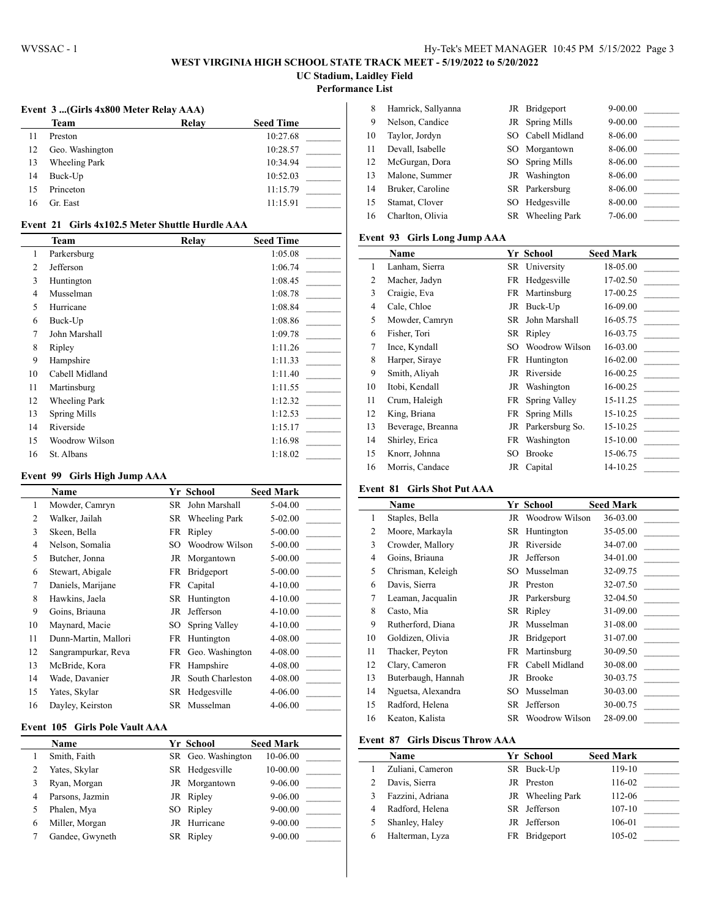**WEST VIRGINIA HIGH SCHOOL STATE TRACK MEET - 5/19/2022 to 5/20/2022**

**UC Stadium, Laidley Field**

**Performance List**

### Event 3 ...(Girls 4x800 Meter Relay AAA)

| | Team | Relay | Seed Time | |
|---|---|---|---|---|
| 11 | Preston | | 10:27.68 | _______ |
| 12 | Geo. Washington | | 10:28.57 | _______ |
| 13 | Wheeling Park | | 10:34.94 | _______ |
| 14 | Buck-Up | | 10:52.03 | _______ |
| 15 | Princeton | | 11:15.79 | _______ |
| 16 | Gr. East | | 11:15.91 | _______ |

### Event 21 Girls 4x102.5 Meter Shuttle Hurdle AAA

| | Team | Relay | Seed Time | |
|---|---|---|---|---|
| 1 | Parkersburg | | 1:05.08 | _______ |
| 2 | Jefferson | | 1:06.74 | _______ |
| 3 | Huntington | | 1:08.45 | _______ |
| 4 | Musselman | | 1:08.78 | _______ |
| 5 | Hurricane | | 1:08.84 | _______ |
| 6 | Buck-Up | | 1:08.86 | _______ |
| 7 | John Marshall | | 1:09.78 | _______ |
| 8 | Ripley | | 1:11.26 | _______ |
| 9 | Hampshire | | 1:11.33 | _______ |
| 10 | Cabell Midland | | 1:11.40 | _______ |
| 11 | Martinsburg | | 1:11.55 | _______ |
| 12 | Wheeling Park | | 1:12.32 | _______ |
| 13 | Spring Mills | | 1:12.53 | _______ |
| 14 | Riverside | | 1:15.17 | _______ |
| 15 | Woodrow Wilson | | 1:16.98 | _______ |
| 16 | St. Albans | | 1:18.02 | _______ |

### Event 99 Girls High Jump AAA

| | Name | Yr | School | Seed Mark | |
|---|---|---|---|---|---|
| 1 | Mowder, Camryn | SR | John Marshall | 5-04.00 | _______ |
| 2 | Walker, Jailah | SR | Wheeling Park | 5-02.00 | _______ |
| 3 | Skeen, Bella | FR | Ripley | 5-00.00 | _______ |
| 4 | Nelson, Somalia | SO | Woodrow Wilson | 5-00.00 | _______ |
| 5 | Butcher, Jonna | JR | Morgantown | 5-00.00 | _______ |
| 6 | Stewart, Abigale | FR | Bridgeport | 5-00.00 | _______ |
| 7 | Daniels, Marijane | FR | Capital | 4-10.00 | _______ |
| 8 | Hawkins, Jaela | SR | Huntington | 4-10.00 | _______ |
| 9 | Goins, Briauna | JR | Jefferson | 4-10.00 | _______ |
| 10 | Maynard, Macie | SO | Spring Valley | 4-10.00 | _______ |
| 11 | Dunn-Martin, Mallori | FR | Huntington | 4-08.00 | _______ |
| 12 | Sangrampurkar, Reva | FR | Geo. Washington | 4-08.00 | _______ |
| 13 | McBride, Kora | FR | Hampshire | 4-08.00 | _______ |
| 14 | Wade, Davanier | JR | South Charleston | 4-08.00 | _______ |
| 15 | Yates, Skylar | SR | Hedgesville | 4-06.00 | _______ |
| 16 | Dayley, Keirston | SR | Musselman | 4-06.00 | _______ |

### Event 105 Girls Pole Vault AAA

| | Name | Yr | School | Seed Mark | |
|---|---|---|---|---|---|
| 1 | Smith, Faith | SR | Geo. Washington | 10-06.00 | _______ |
| 2 | Yates, Skylar | SR | Hedgesville | 10-00.00 | _______ |
| 3 | Ryan, Morgan | JR | Morgantown | 9-06.00 | _______ |
| 4 | Parsons, Jazmin | JR | Ripley | 9-06.00 | _______ |
| 5 | Phalen, Mya | SO | Ripley | 9-00.00 | _______ |
| 6 | Miller, Morgan | JR | Hurricane | 9-00.00 | _______ |
| 7 | Gandee, Gwyneth | SR | Ripley | 9-00.00 | _______ |
| 8 | Hamrick, Sallyanna | JR | Bridgeport | 9-00.00 | _______ |
| 9 | Nelson, Candice | JR | Spring Mills | 9-00.00 | _______ |
| 10 | Taylor, Jordyn | SO | Cabell Midland | 8-06.00 | _______ |
| 11 | Devall, Isabelle | SO | Morgantown | 8-06.00 | _______ |
| 12 | McGurgan, Dora | SO | Spring Mills | 8-06.00 | _______ |
| 13 | Malone, Summer | JR | Washington | 8-06.00 | _______ |
| 14 | Bruker, Caroline | SR | Parkersburg | 8-06.00 | _______ |
| 15 | Stamat, Clover | SO | Hedgesville | 8-00.00 | _______ |
| 16 | Charlton, Olivia | SR | Wheeling Park | 7-06.00 | _______ |

### Event 93 Girls Long Jump AAA

| | Name | Yr | School | Seed Mark | |
|---|---|---|---|---|---|
| 1 | Lanham, Sierra | SR | University | 18-05.00 | _______ |
| 2 | Macher, Jadyn | FR | Hedgesville | 17-02.50 | _______ |
| 3 | Craigie, Eva | FR | Martinsburg | 17-00.25 | _______ |
| 4 | Cale, Chloe | JR | Buck-Up | 16-09.00 | _______ |
| 5 | Mowder, Camryn | SR | John Marshall | 16-05.75 | _______ |
| 6 | Fisher, Tori | SR | Ripley | 16-03.75 | _______ |
| 7 | Ince, Kyndall | SO | Woodrow Wilson | 16-03.00 | _______ |
| 8 | Harper, Siraye | FR | Huntington | 16-02.00 | _______ |
| 9 | Smith, Aliyah | JR | Riverside | 16-00.25 | _______ |
| 10 | Itobi, Kendall | JR | Washington | 16-00.25 | _______ |
| 11 | Crum, Haleigh | FR | Spring Valley | 15-11.25 | _______ |
| 12 | King, Briana | FR | Spring Mills | 15-10.25 | _______ |
| 13 | Beverage, Breanna | JR | Parkersburg So. | 15-10.25 | _______ |
| 14 | Shirley, Erica | FR | Washington | 15-10.00 | _______ |
| 15 | Knorr, Johnna | SO | Brooke | 15-06.75 | _______ |
| 16 | Morris, Candace | JR | Capital | 14-10.25 | _______ |

### Event 81 Girls Shot Put AAA

| | Name | Yr | School | Seed Mark | |
|---|---|---|---|---|---|
| 1 | Staples, Bella | JR | Woodrow Wilson | 36-03.00 | _______ |
| 2 | Moore, Markayla | SR | Huntington | 35-05.00 | _______ |
| 3 | Crowder, Mallory | JR | Riverside | 34-07.00 | _______ |
| 4 | Goins, Briauna | JR | Jefferson | 34-01.00 | _______ |
| 5 | Chrisman, Keleigh | SO | Musselman | 32-09.75 | _______ |
| 6 | Davis, Sierra | JR | Preston | 32-07.50 | _______ |
| 7 | Leaman, Jacqualin | JR | Parkersburg | 32-04.50 | _______ |
| 8 | Casto, Mia | SR | Ripley | 31-09.00 | _______ |
| 9 | Rutherford, Diana | JR | Musselman | 31-08.00 | _______ |
| 10 | Goldizen, Olivia | JR | Bridgeport | 31-07.00 | _______ |
| 11 | Thacker, Peyton | FR | Martinsburg | 30-09.50 | _______ |
| 12 | Clary, Cameron | FR | Cabell Midland | 30-08.00 | _______ |
| 13 | Buterbaugh, Hannah | JR | Brooke | 30-03.75 | _______ |
| 14 | Nguetsa, Alexandra | SO | Musselman | 30-03.00 | _______ |
| 15 | Radford, Helena | SR | Jefferson | 30-00.75 | _______ |
| 16 | Keaton, Kalista | SR | Woodrow Wilson | 28-09.00 | _______ |

### Event 87 Girls Discus Throw AAA

| | Name | Yr | School | Seed Mark | |
|---|---|---|---|---|---|
| 1 | Zuliani, Cameron | SR | Buck-Up | 119-10 | _______ |
| 2 | Davis, Sierra | JR | Preston | 116-02 | _______ |
| 3 | Fazzini, Adriana | JR | Wheeling Park | 112-06 | _______ |
| 4 | Radford, Helena | SR | Jefferson | 107-10 | _______ |
| 5 | Shanley, Haley | JR | Jefferson | 106-01 | _______ |
| 6 | Halterman, Lyza | FR | Bridgeport | 105-02 | _______ |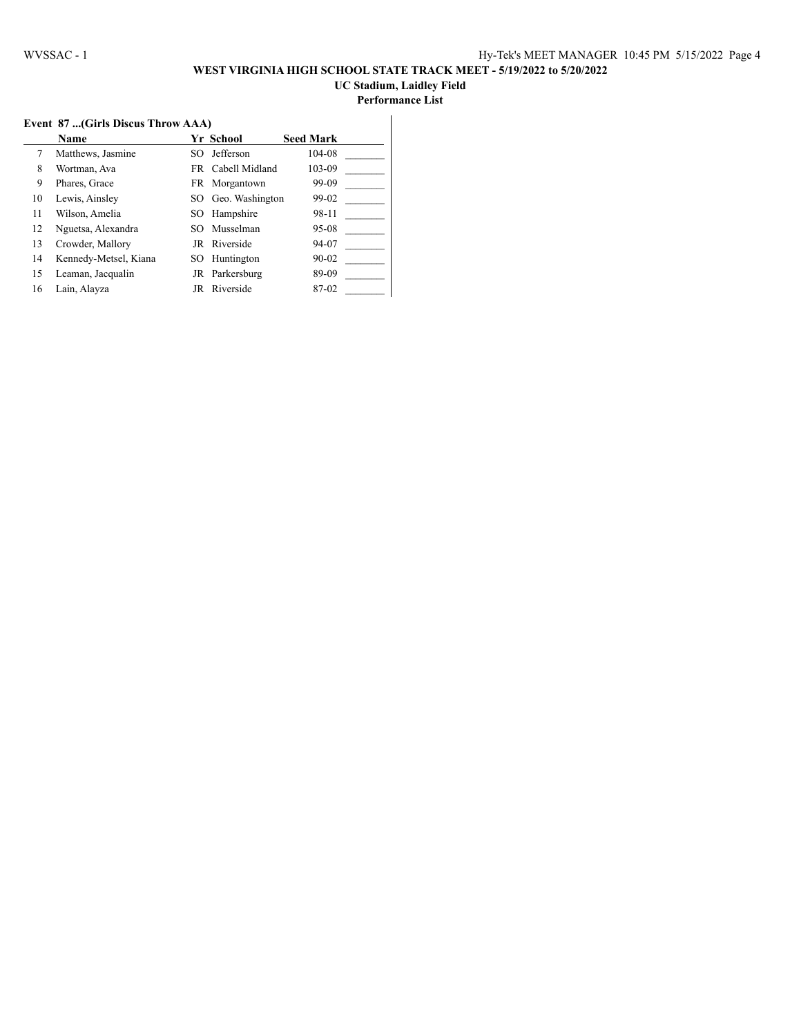**Event 87 ...(Girls Discus Throw AAA)**

| | Name | Yr | School | Seed Mark | |
|---|---|---|---|---|---|
| 7 | Matthews, Jasmine | SO | Jefferson | 104-08 | _______ |
| 8 | Wortman, Ava | FR | Cabell Midland | 103-09 | _______ |
| 9 | Phares, Grace | FR | Morgantown | 99-09 | _______ |
| 10 | Lewis, Ainsley | SO | Geo. Washington | 99-02 | _______ |
| 11 | Wilson, Amelia | SO | Hampshire | 98-11 | _______ |
| 12 | Nguetsa, Alexandra | SO | Musselman | 95-08 | _______ |
| 13 | Crowder, Mallory | JR | Riverside | 94-07 | _______ |
| 14 | Kennedy-Metsel, Kiana | SO | Huntington | 90-02 | _______ |
| 15 | Leaman, Jacqualin | JR | Parkersburg | 89-09 | _______ |
| 16 | Lain, Alayza | JR | Riverside | 87-02 | _______ |